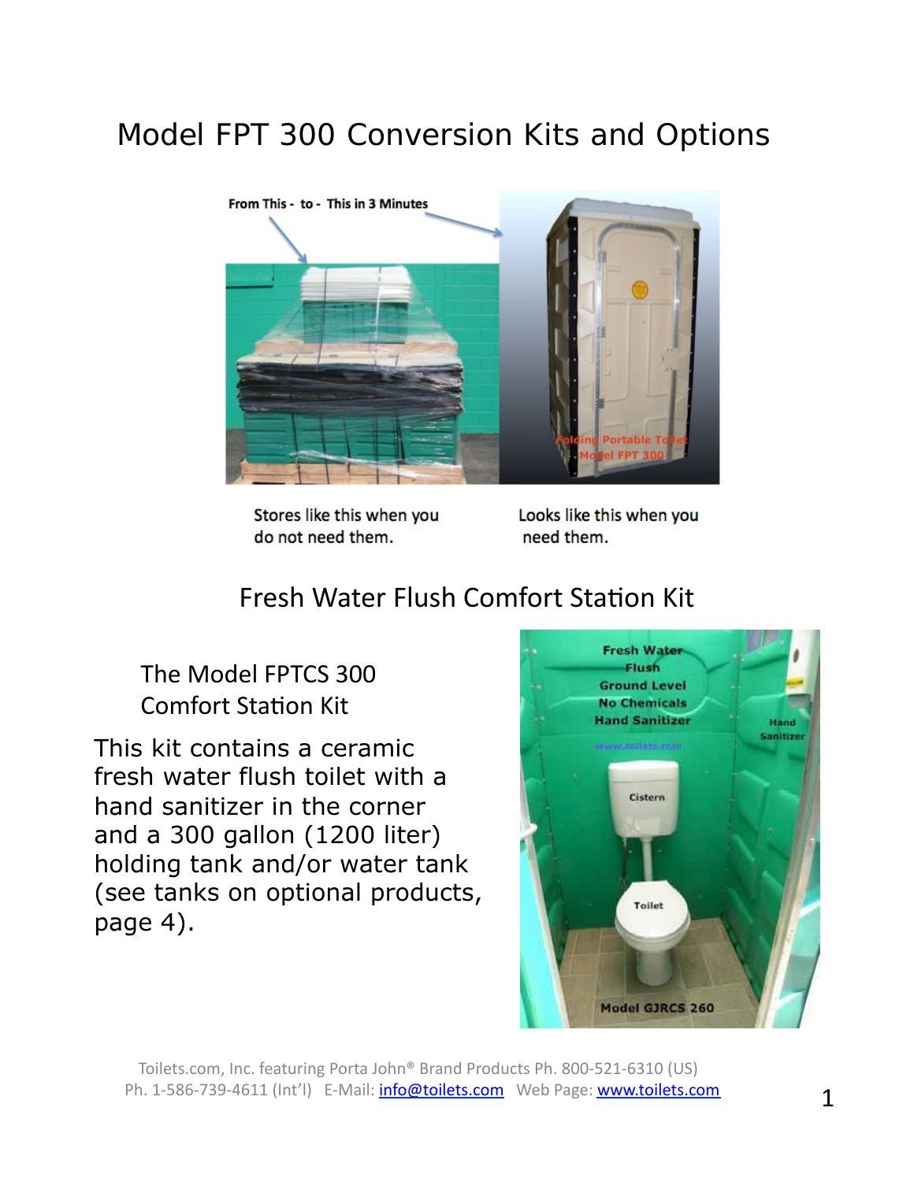# Model FPT 300 Conversion Kits and Options

Stores like this when you do not need them.

Looks like this when you need them.

## Fresh Water Flush Comfort Station Kit

### The Model FPTCS 300 Comfort Station Kit

This kit contains a ceramic fresh water flush toilet with a hand sanitizer in the corner and a 300 gallon (1200 liter) holding tank and/or water tank (see tanks on optional products, page 4).

Toilets.com, Inc. featuring Porta John® Brand Products Ph. 800-521-6310 (US)
Ph. 1-586-739-4611 (Int'l) E-Mail: info@toilets.com Web Page: www.toilets.com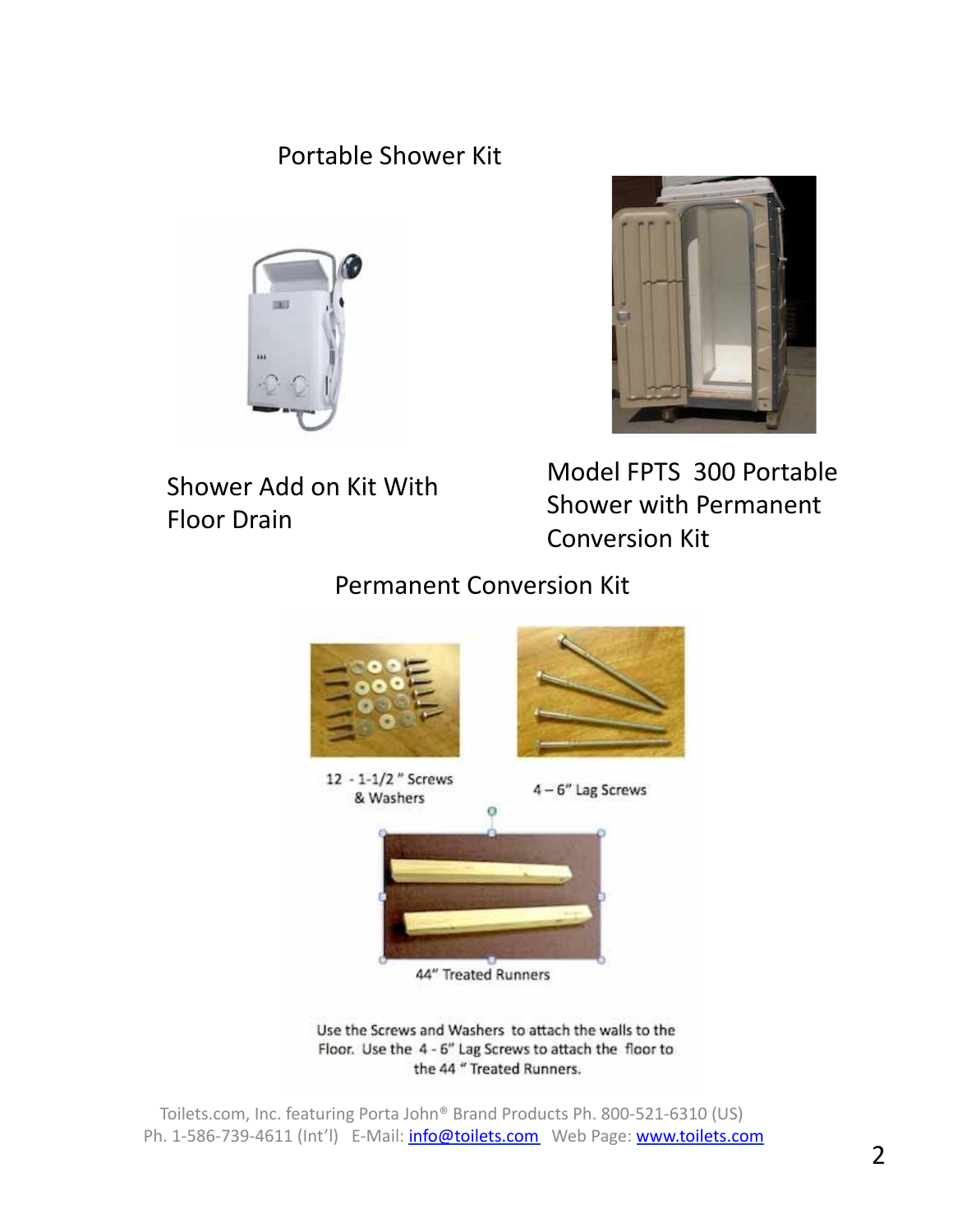# Portable Shower Kit

Shower Add on Kit With Floor Drain

Model FPTS 300 Portable Shower with Permanent Conversion Kit

## Permanent Conversion Kit

12 - 1-1/2 " Screws & Washers

4 – 6" Lag Screws

44" Treated Runners

Use the Screws and Washers to attach the walls to the Floor. Use the 4 - 6" Lag Screws to attach the floor to the 44 " Treated Runners.

Toilets.com, Inc. featuring Porta John® Brand Products Ph. 800-521-6310 (US) Ph. 1-586-739-4611 (Int'l) E-Mail: info@toilets.com Web Page: www.toilets.com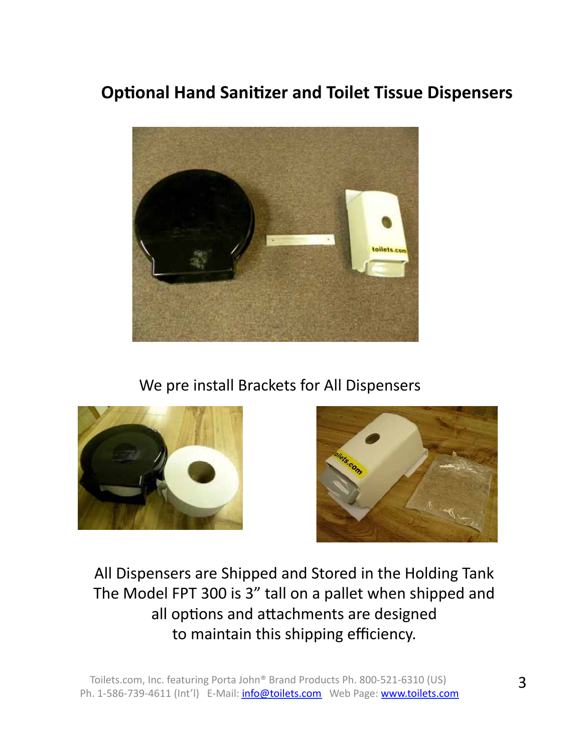## Optional Hand Sanitizer and Toilet Tissue Dispensers

We pre install Brackets for All Dispensers

All Dispensers are Shipped and Stored in the Holding Tank
The Model FPT 300 is 3" tall on a pallet when shipped and
all options and attachments are designed
to maintain this shipping efficiency.

Toilets.com, Inc. featuring Porta John® Brand Products Ph. 800-521-6310 (US)
Ph. 1-586-739-4611 (Int'l) E-Mail: info@toilets.com Web Page: www.toilets.com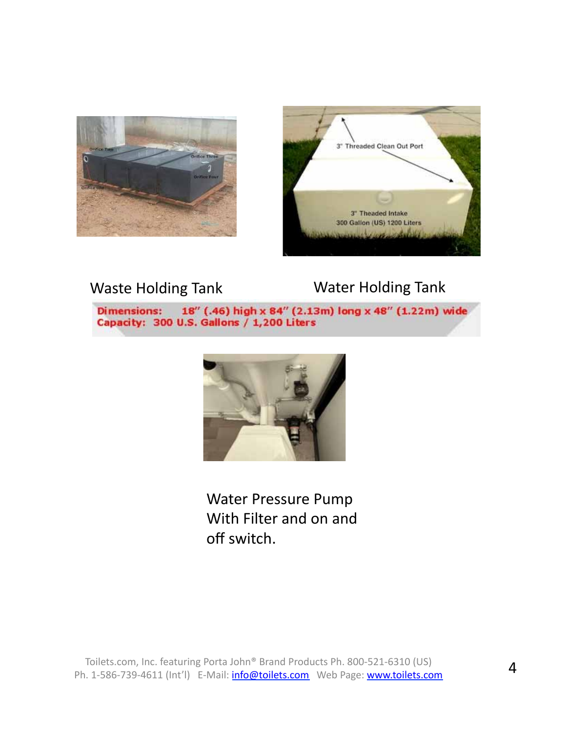Waste Holding Tank

Water Holding Tank

**Dimensions: 18" (.46) high x 84" (2.13m) long x 48" (1.22m) wide**
**Capacity: 300 U.S. Gallons / 1,200 Liters**

Water Pressure Pump With Filter and on and off switch.

Toilets.com, Inc. featuring Porta John® Brand Products Ph. 800-521-6310 (US) Ph. 1-586-739-4611 (Int'l) E-Mail: [info@toilets.com](mailto:info@toilets.com) Web Page: [www.toilets.com](http://www.toilets.com)